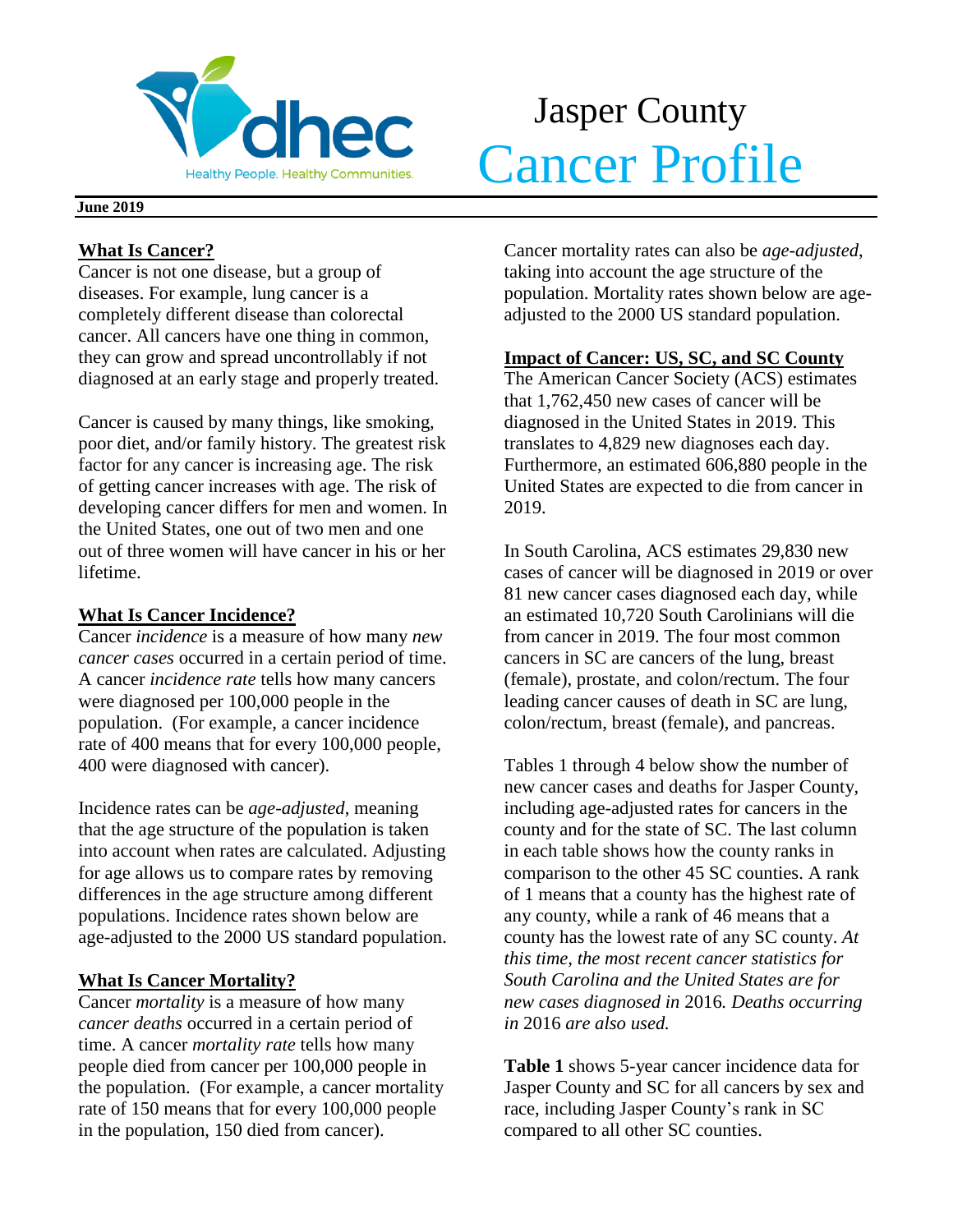# Jasper County Cancer Profile

**June 2019**

## What Is Cancer?

Cancer is not one disease, but a group of diseases. For example, lung cancer is a completely different disease than colorectal cancer. All cancers have one thing in common, they can grow and spread uncontrollably if not diagnosed at an early stage and properly treated.

Cancer is caused by many things, like smoking, poor diet, and/or family history. The greatest risk factor for any cancer is increasing age. The risk of getting cancer increases with age. The risk of developing cancer differs for men and women. In the United States, one out of two men and one out of three women will have cancer in his or her lifetime.

## What Is Cancer Incidence?

Cancer *incidence* is a measure of how many *new cancer cases* occurred in a certain period of time. A cancer *incidence rate* tells how many cancers were diagnosed per 100,000 people in the population. (For example, a cancer incidence rate of 400 means that for every 100,000 people, 400 were diagnosed with cancer).

Incidence rates can be *age-adjusted*, meaning that the age structure of the population is taken into account when rates are calculated. Adjusting for age allows us to compare rates by removing differences in the age structure among different populations. Incidence rates shown below are age-adjusted to the 2000 US standard population.

## What Is Cancer Mortality?

Cancer *mortality* is a measure of how many *cancer deaths* occurred in a certain period of time. A cancer *mortality rate* tells how many people died from cancer per 100,000 people in the population. (For example, a cancer mortality rate of 150 means that for every 100,000 people in the population, 150 died from cancer).

Cancer mortality rates can also be *age-adjusted*, taking into account the age structure of the population. Mortality rates shown below are age-adjusted to the 2000 US standard population.

## Impact of Cancer: US, SC, and SC County

The American Cancer Society (ACS) estimates that 1,762,450 new cases of cancer will be diagnosed in the United States in 2019. This translates to 4,829 new diagnoses each day. Furthermore, an estimated 606,880 people in the United States are expected to die from cancer in 2019.

In South Carolina, ACS estimates 29,830 new cases of cancer will be diagnosed in 2019 or over 81 new cancer cases diagnosed each day, while an estimated 10,720 South Carolinians will die from cancer in 2019. The four most common cancers in SC are cancers of the lung, breast (female), prostate, and colon/rectum. The four leading cancer causes of death in SC are lung, colon/rectum, breast (female), and pancreas.

Tables 1 through 4 below show the number of new cancer cases and deaths for Jasper County, including age-adjusted rates for cancers in the county and for the state of SC. The last column in each table shows how the county ranks in comparison to the other 45 SC counties. A rank of 1 means that a county has the highest rate of any county, while a rank of 46 means that a county has the lowest rate of any SC county. *At this time, the most recent cancer statistics for South Carolina and the United States are for new cases diagnosed in* 2016*. Deaths occurring in* 2016 *are also used.*

**Table 1** shows 5-year cancer incidence data for Jasper County and SC for all cancers by sex and race, including Jasper County's rank in SC compared to all other SC counties.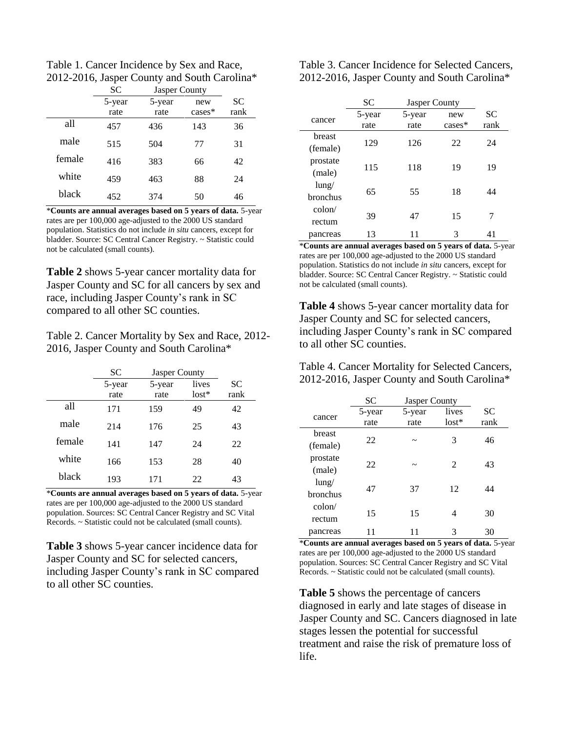Table 1. Cancer Incidence by Sex and Race, 2012-2016, Jasper County and South Carolina*

| | SC | Jasper County | | |
|---|---|---|---|---|
| | 5-year rate | 5-year rate | new cases* | SC rank |
| all | 457 | 436 | 143 | 36 |
| male | 515 | 504 | 77 | 31 |
| female | 416 | 383 | 66 | 42 |
| white | 459 | 463 | 88 | 24 |
| black | 452 | 374 | 50 | 46 |

***Counts are annual averages based on 5 years of data.** 5-year rates are per 100,000 age-adjusted to the 2000 US standard population. Statistics do not include *in situ* cancers, except for bladder. Source: SC Central Cancer Registry. ~ Statistic could not be calculated (small counts).

**Table 2** shows 5-year cancer mortality data for Jasper County and SC for all cancers by sex and race, including Jasper County's rank in SC compared to all other SC counties.

Table 2. Cancer Mortality by Sex and Race, 2012-2016, Jasper County and South Carolina*

| | SC | Jasper County | | |
|---|---|---|---|---|
| | 5-year rate | 5-year rate | lives lost* | SC rank |
| all | 171 | 159 | 49 | 42 |
| male | 214 | 176 | 25 | 43 |
| female | 141 | 147 | 24 | 22 |
| white | 166 | 153 | 28 | 40 |
| black | 193 | 171 | 22 | 43 |

***Counts are annual averages based on 5 years of data.** 5-year rates are per 100,000 age-adjusted to the 2000 US standard population. Sources: SC Central Cancer Registry and SC Vital Records. ~ Statistic could not be calculated (small counts).

**Table 3** shows 5-year cancer incidence data for Jasper County and SC for selected cancers, including Jasper County's rank in SC compared to all other SC counties.

Table 3. Cancer Incidence for Selected Cancers, 2012-2016, Jasper County and South Carolina*

| | SC | Jasper County | | |
|---|---|---|---|---|
| cancer | 5-year rate | 5-year rate | new cases* | SC rank |
| breast (female) | 129 | 126 | 22 | 24 |
| prostate (male) | 115 | 118 | 19 | 19 |
| lung/ bronchus | 65 | 55 | 18 | 44 |
| colon/ rectum | 39 | 47 | 15 | 7 |
| pancreas | 13 | 11 | 3 | 41 |

***Counts are annual averages based on 5 years of data.** 5-year rates are per 100,000 age-adjusted to the 2000 US standard population. Statistics do not include *in situ* cancers, except for bladder. Source: SC Central Cancer Registry. ~ Statistic could not be calculated (small counts).

**Table 4** shows 5-year cancer mortality data for Jasper County and SC for selected cancers, including Jasper County's rank in SC compared to all other SC counties.

Table 4. Cancer Mortality for Selected Cancers, 2012-2016, Jasper County and South Carolina*

| | SC | Jasper County | | |
|---|---|---|---|---|
| cancer | 5-year rate | 5-year rate | lives lost* | SC rank |
| breast (female) | 22 | ~ | 3 | 46 |
| prostate (male) | 22 | ~ | 2 | 43 |
| lung/ bronchus | 47 | 37 | 12 | 44 |
| colon/ rectum | 15 | 15 | 4 | 30 |
| pancreas | 11 | 11 | 3 | 30 |

***Counts are annual averages based on 5 years of data.** 5-year rates are per 100,000 age-adjusted to the 2000 US standard population. Sources: SC Central Cancer Registry and SC Vital Records. ~ Statistic could not be calculated (small counts).

**Table 5** shows the percentage of cancers diagnosed in early and late stages of disease in Jasper County and SC. Cancers diagnosed in late stages lessen the potential for successful treatment and raise the risk of premature loss of life.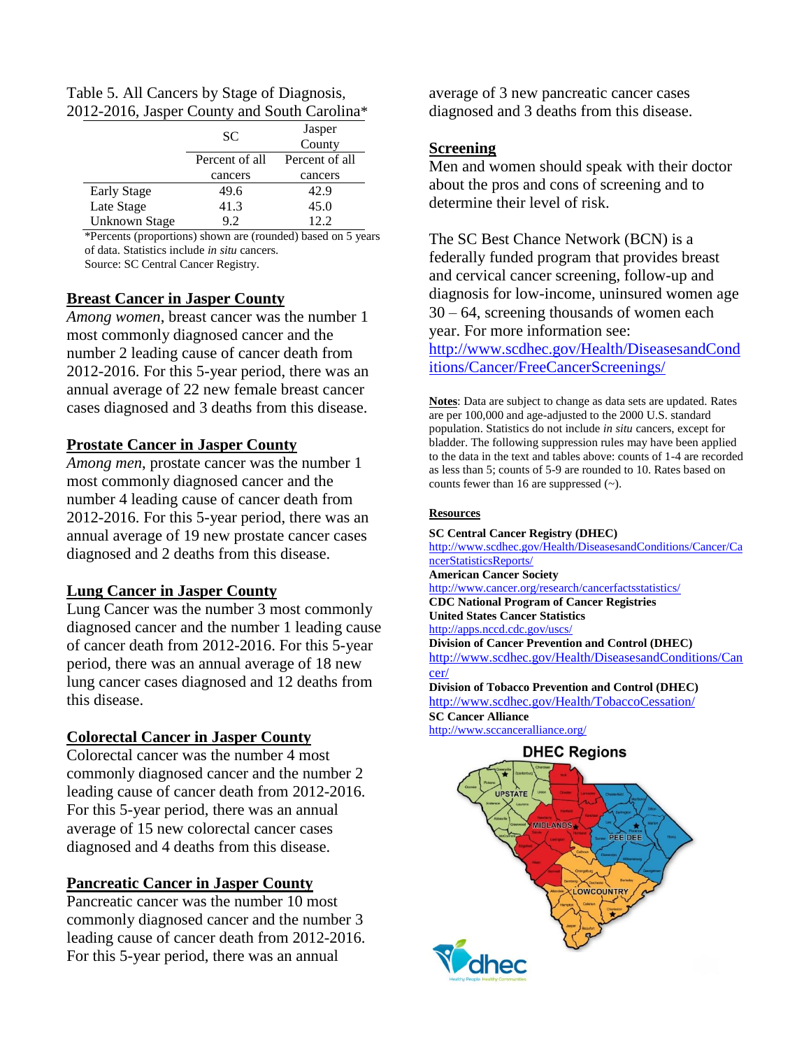Table 5. All Cancers by Stage of Diagnosis, 2012-2016, Jasper County and South Carolina*

| | SC | Jasper County |
|---|---|---|
| | Percent of all cancers | Percent of all cancers |
| Early Stage | 49.6 | 42.9 |
| Late Stage | 41.3 | 45.0 |
| Unknown Stage | 9.2 | 12.2 |

*Percents (proportions) shown are (rounded) based on 5 years of data. Statistics include *in situ* cancers.
Source: SC Central Cancer Registry.

## Breast Cancer in Jasper County

*Among women*, breast cancer was the number 1 most commonly diagnosed cancer and the number 2 leading cause of cancer death from 2012-2016. For this 5-year period, there was an annual average of 22 new female breast cancer cases diagnosed and 3 deaths from this disease.

## Prostate Cancer in Jasper County

*Among men*, prostate cancer was the number 1 most commonly diagnosed cancer and the number 4 leading cause of cancer death from 2012-2016. For this 5-year period, there was an annual average of 19 new prostate cancer cases diagnosed and 2 deaths from this disease.

## Lung Cancer in Jasper County

Lung Cancer was the number 3 most commonly diagnosed cancer and the number 1 leading cause of cancer death from 2012-2016. For this 5-year period, there was an annual average of 18 new lung cancer cases diagnosed and 12 deaths from this disease.

## Colorectal Cancer in Jasper County

Colorectal cancer was the number 4 most commonly diagnosed cancer and the number 2 leading cause of cancer death from 2012-2016. For this 5-year period, there was an annual average of 15 new colorectal cancer cases diagnosed and 4 deaths from this disease.

## Pancreatic Cancer in Jasper County

Pancreatic cancer was the number 10 most commonly diagnosed cancer and the number 3 leading cause of cancer death from 2012-2016. For this 5-year period, there was an annual average of 3 new pancreatic cancer cases diagnosed and 3 deaths from this disease.

## Screening

Men and women should speak with their doctor about the pros and cons of screening and to determine their level of risk.

The SC Best Chance Network (BCN) is a federally funded program that provides breast and cervical cancer screening, follow-up and diagnosis for low-income, uninsured women age 30 – 64, screening thousands of women each year. For more information see: http://www.scdhec.gov/Health/DiseasesandConditions/Cancer/FreeCancerScreenings/

**Notes**: Data are subject to change as data sets are updated. Rates are per 100,000 and age-adjusted to the 2000 U.S. standard population. Statistics do not include *in situ* cancers, except for bladder. The following suppression rules may have been applied to the data in the text and tables above: counts of 1-4 are recorded as less than 5; counts of 5-9 are rounded to 10. Rates based on counts fewer than 16 are suppressed (~).

**Resources**

**SC Central Cancer Registry (DHEC)**
http://www.scdhec.gov/Health/DiseasesandConditions/Cancer/CancerStatisticsReports/
**American Cancer Society**
http://www.cancer.org/research/cancerfactsstatistics/
**CDC National Program of Cancer Registries**
**United States Cancer Statistics**
http://apps.nccd.cdc.gov/uscs/
**Division of Cancer Prevention and Control (DHEC)**
http://www.scdhec.gov/Health/DiseasesandConditions/Cancer/
**Division of Tobacco Prevention and Control (DHEC)**
http://www.scdhec.gov/Health/TobaccoCessation/
**SC Cancer Alliance**
http://www.sccanceralliance.org/

DHEC Regions

UPSTATE
MIDLANDS
PEE DEE
LOWCOUNTRY

dhec
Healthy People Healthy Communities